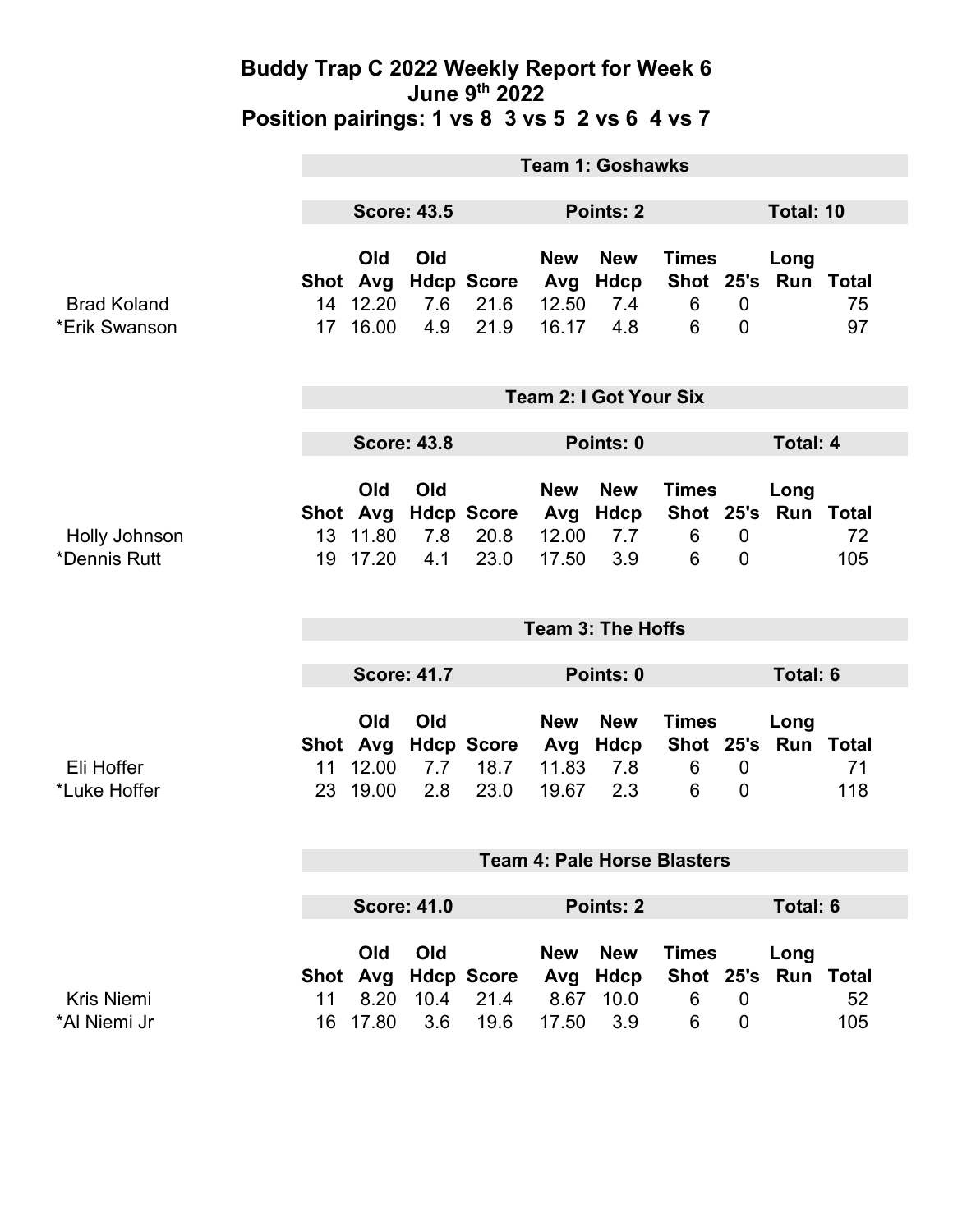# Buddy Trap C 2022 Weekly Report for Week 6
## June 9th 2022
## Position pairings: 1 vs 8 3 vs 5 2 vs 6 4 vs 7

### Team 1: Goshawks

**Score: 43.5** | **Points: 2** | **Total: 10**

| | Shot | Old Avg | Old Hdcp | Score | New Avg | New Hdcp | Times Shot | 25's | Long Run | Total |
|---|---|---|---|---|---|---|---|---|---|---|
| Brad Koland | 14 | 12.20 | 7.6 | 21.6 | 12.50 | 7.4 | 6 | 0 | | 75 |
| *Erik Swanson | 17 | 16.00 | 4.9 | 21.9 | 16.17 | 4.8 | 6 | 0 | | 97 |

### Team 2: I Got Your Six

**Score: 43.8** | **Points: 0** | **Total: 4**

| | Shot | Old Avg | Old Hdcp | Score | New Avg | New Hdcp | Times Shot | 25's | Long Run | Total |
|---|---|---|---|---|---|---|---|---|---|---|
| Holly Johnson | 13 | 11.80 | 7.8 | 20.8 | 12.00 | 7.7 | 6 | 0 | | 72 |
| *Dennis Rutt | 19 | 17.20 | 4.1 | 23.0 | 17.50 | 3.9 | 6 | 0 | | 105 |

### Team 3: The Hoffs

**Score: 41.7** | **Points: 0** | **Total: 6**

| | Shot | Old Avg | Old Hdcp | Score | New Avg | New Hdcp | Times Shot | 25's | Long Run | Total |
|---|---|---|---|---|---|---|---|---|---|---|
| Eli Hoffer | 11 | 12.00 | 7.7 | 18.7 | 11.83 | 7.8 | 6 | 0 | | 71 |
| *Luke Hoffer | 23 | 19.00 | 2.8 | 23.0 | 19.67 | 2.3 | 6 | 0 | | 118 |

### Team 4: Pale Horse Blasters

**Score: 41.0** | **Points: 2** | **Total: 6**

| | Shot | Old Avg | Old Hdcp | Score | New Avg | New Hdcp | Times Shot | 25's | Long Run | Total |
|---|---|---|---|---|---|---|---|---|---|---|
| Kris Niemi | 11 | 8.20 | 10.4 | 21.4 | 8.67 | 10.0 | 6 | 0 | | 52 |
| *Al Niemi Jr | 16 | 17.80 | 3.6 | 19.6 | 17.50 | 3.9 | 6 | 0 | | 105 |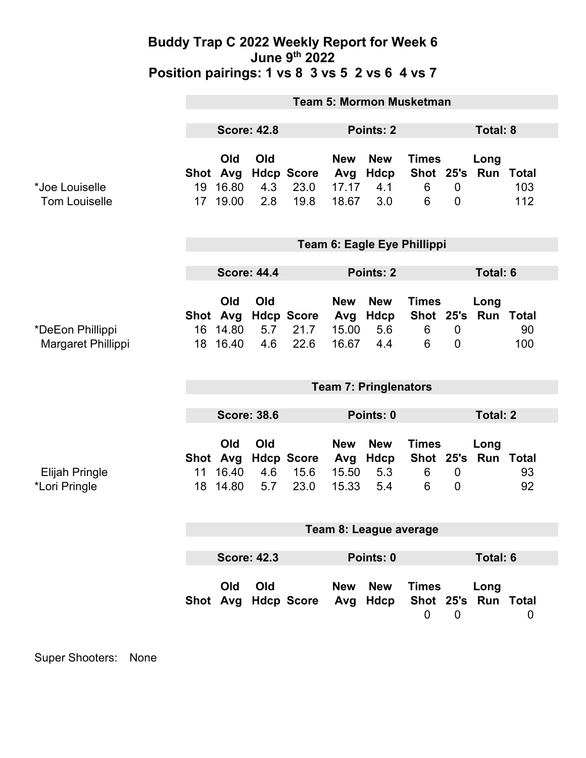# Buddy Trap C 2022 Weekly Report for Week 6
## June 9th 2022
## Position pairings: 1 vs 8 3 vs 5 2 vs 6 4 vs 7

### Team 5: Mormon Musketman

**Score: 42.8** **Points: 2** **Total: 8**

| | Shot | Old Avg | Old Hdcp | Score | New Avg | New Hdcp | Times Shot | 25's | Long Run | Total |
|---|---|---|---|---|---|---|---|---|---|---|
| *Joe Louiselle | 19 | 16.80 | 4.3 | 23.0 | 17.17 | 4.1 | 6 | 0 | | 103 |
| Tom Louiselle | 17 | 19.00 | 2.8 | 19.8 | 18.67 | 3.0 | 6 | 0 | | 112 |

### Team 6: Eagle Eye Phillippi

**Score: 44.4** **Points: 2** **Total: 6**

| | Shot | Old Avg | Old Hdcp | Score | New Avg | New Hdcp | Times Shot | 25's | Long Run | Total |
|---|---|---|---|---|---|---|---|---|---|---|
| *DeEon Phillippi | 16 | 14.80 | 5.7 | 21.7 | 15.00 | 5.6 | 6 | 0 | | 90 |
| Margaret Phillippi | 18 | 16.40 | 4.6 | 22.6 | 16.67 | 4.4 | 6 | 0 | | 100 |

### Team 7: Pringlenators

**Score: 38.6** **Points: 0** **Total: 2**

| | Shot | Old Avg | Old Hdcp | Score | New Avg | New Hdcp | Times Shot | 25's | Long Run | Total |
|---|---|---|---|---|---|---|---|---|---|---|
| Elijah Pringle | 11 | 16.40 | 4.6 | 15.6 | 15.50 | 5.3 | 6 | 0 | | 93 |
| *Lori Pringle | 18 | 14.80 | 5.7 | 23.0 | 15.33 | 5.4 | 6 | 0 | | 92 |

### Team 8: League average

**Score: 42.3** **Points: 0** **Total: 6**

| | Shot | Old Avg | Old Hdcp | Score | New Avg | New Hdcp | Times Shot | 25's | Long Run | Total |
|---|---|---|---|---|---|---|---|---|---|---|
| | | | | | | | 0 | 0 | | 0 |

Super Shooters: None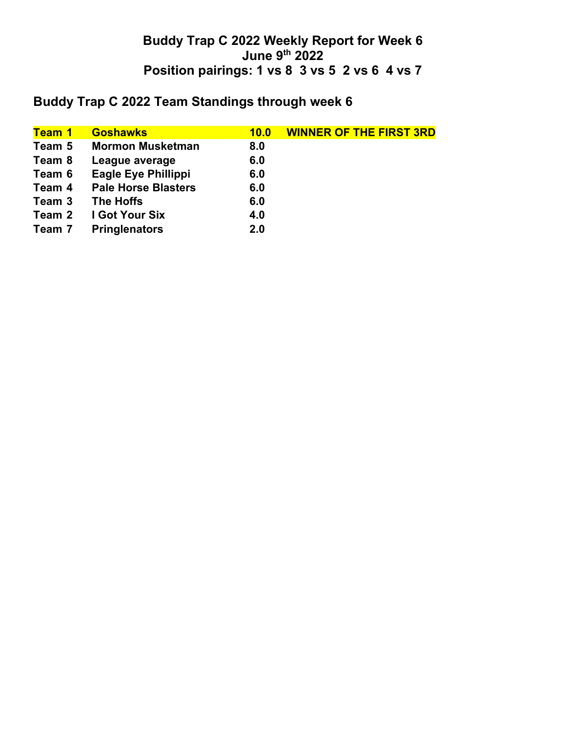# Buddy Trap C 2022 Weekly Report for Week 6
# June 9th 2022
# Position pairings: 1 vs 8  3 vs 5  2 vs 6  4 vs 7

## Buddy Trap C 2022 Team Standings through week 6

| | | | |
|---|---|---|---|
| **Team 1** | **Goshawks** | **10.0** | **WINNER OF THE FIRST 3RD** |
| **Team 5** | **Mormon Musketman** | **8.0** | |
| **Team 8** | **League average** | **6.0** | |
| **Team 6** | **Eagle Eye Phillippi** | **6.0** | |
| **Team 4** | **Pale Horse Blasters** | **6.0** | |
| **Team 3** | **The Hoffs** | **6.0** | |
| **Team 2** | **I Got Your Six** | **4.0** | |
| **Team 7** | **Pringlenators** | **2.0** | |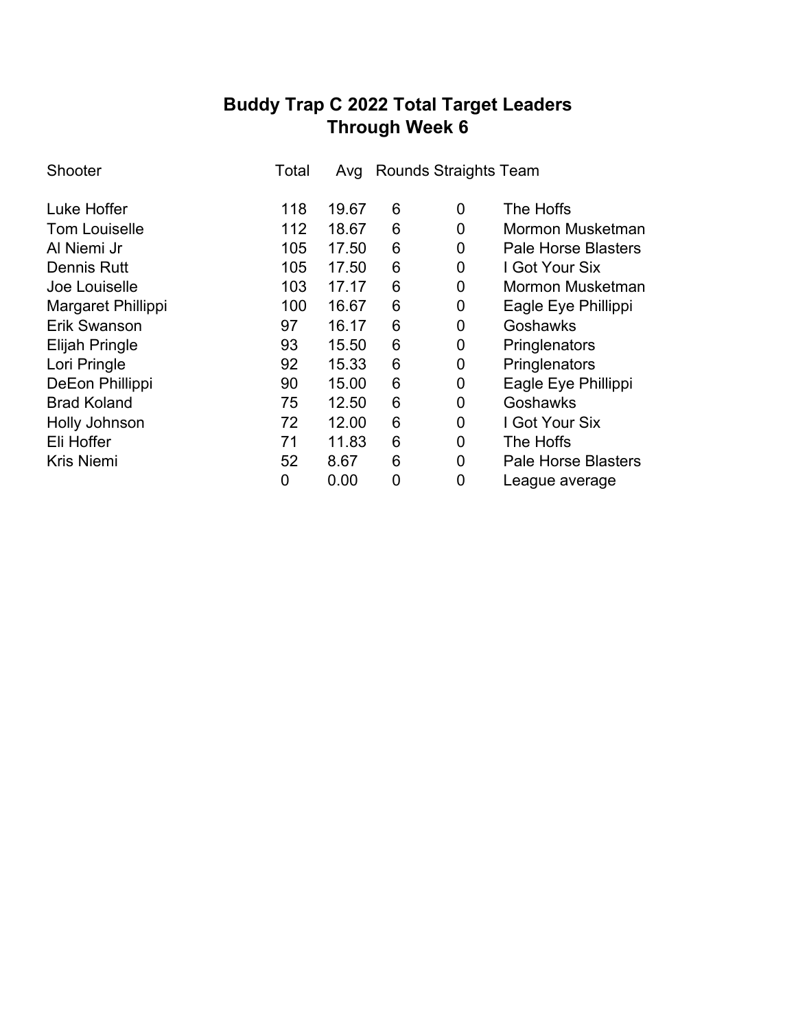# Buddy Trap C 2022 Total Target Leaders
## Through Week 6

| Shooter | Total | Avg | Rounds | Straights | Team |
|---|---|---|---|---|---|
| Luke Hoffer | 118 | 19.67 | 6 | 0 | The Hoffs |
| Tom Louiselle | 112 | 18.67 | 6 | 0 | Mormon Musketman |
| Al Niemi Jr | 105 | 17.50 | 6 | 0 | Pale Horse Blasters |
| Dennis Rutt | 105 | 17.50 | 6 | 0 | I Got Your Six |
| Joe Louiselle | 103 | 17.17 | 6 | 0 | Mormon Musketman |
| Margaret Phillippi | 100 | 16.67 | 6 | 0 | Eagle Eye Phillippi |
| Erik Swanson | 97 | 16.17 | 6 | 0 | Goshawks |
| Elijah Pringle | 93 | 15.50 | 6 | 0 | Pringlenators |
| Lori Pringle | 92 | 15.33 | 6 | 0 | Pringlenators |
| DeEon Phillippi | 90 | 15.00 | 6 | 0 | Eagle Eye Phillippi |
| Brad Koland | 75 | 12.50 | 6 | 0 | Goshawks |
| Holly Johnson | 72 | 12.00 | 6 | 0 | I Got Your Six |
| Eli Hoffer | 71 | 11.83 | 6 | 0 | The Hoffs |
| Kris Niemi | 52 | 8.67 | 6 | 0 | Pale Horse Blasters |
| | 0 | 0.00 | 0 | 0 | League average |